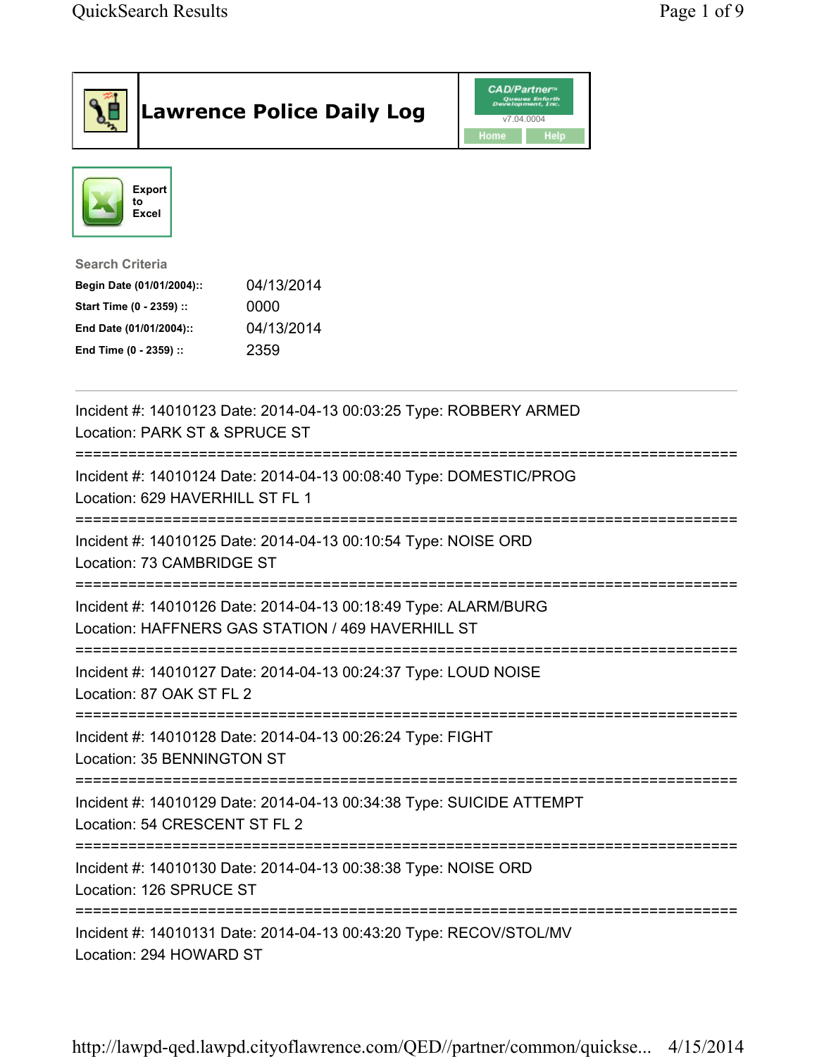# Lawrence Police Daily Log

CAD/Partner™
v7.04.0004
Home Help

Export to Excel

**Search Criteria**

| | |
|---|---|
| **Begin Date (01/01/2004)::** | 04/13/2014 |
| **Start Time (0 - 2359) ::** | 0000 |
| **End Date (01/01/2004)::** | 04/13/2014 |
| **End Time (0 - 2359) ::** | 2359 |

---

Incident #: 14010123 Date: 2014-04-13 00:03:25 Type: ROBBERY ARMED
Location: PARK ST & SPRUCE ST

===========================================================================

Incident #: 14010124 Date: 2014-04-13 00:08:40 Type: DOMESTIC/PROG
Location: 629 HAVERHILL ST FL 1

===========================================================================

Incident #: 14010125 Date: 2014-04-13 00:10:54 Type: NOISE ORD
Location: 73 CAMBRIDGE ST

===========================================================================

Incident #: 14010126 Date: 2014-04-13 00:18:49 Type: ALARM/BURG
Location: HAFFNERS GAS STATION / 469 HAVERHILL ST

===========================================================================

Incident #: 14010127 Date: 2014-04-13 00:24:37 Type: LOUD NOISE
Location: 87 OAK ST FL 2

===========================================================================

Incident #: 14010128 Date: 2014-04-13 00:26:24 Type: FIGHT
Location: 35 BENNINGTON ST

===========================================================================

Incident #: 14010129 Date: 2014-04-13 00:34:38 Type: SUICIDE ATTEMPT
Location: 54 CRESCENT ST FL 2

===========================================================================

Incident #: 14010130 Date: 2014-04-13 00:38:38 Type: NOISE ORD
Location: 126 SPRUCE ST

===========================================================================

Incident #: 14010131 Date: 2014-04-13 00:43:20 Type: RECOV/STOL/MV
Location: 294 HOWARD ST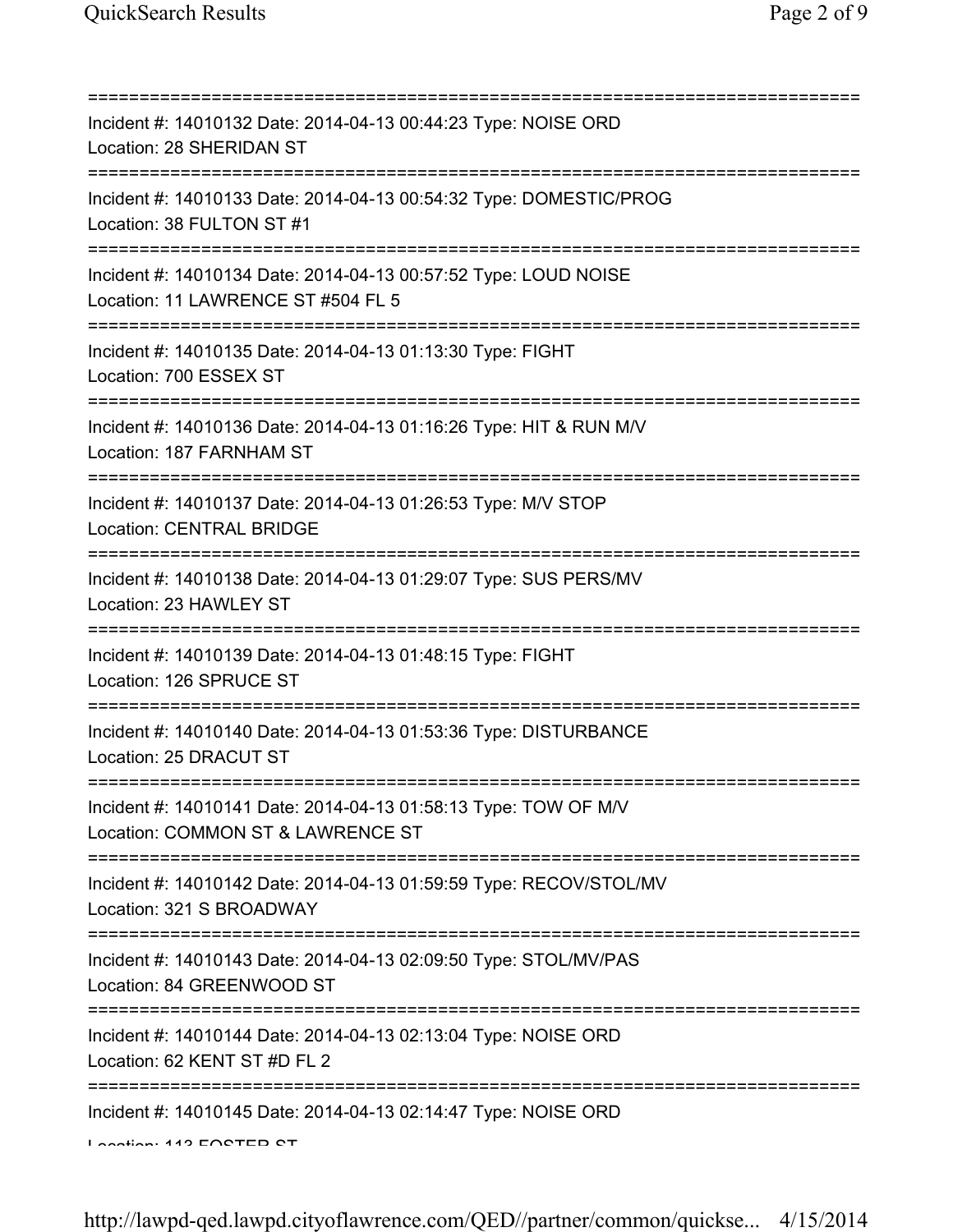===========================================================================
Incident #: 14010132 Date: 2014-04-13 00:44:23 Type: NOISE ORD
Location: 28 SHERIDAN ST
===========================================================================
Incident #: 14010133 Date: 2014-04-13 00:54:32 Type: DOMESTIC/PROG
Location: 38 FULTON ST #1
===========================================================================
Incident #: 14010134 Date: 2014-04-13 00:57:52 Type: LOUD NOISE
Location: 11 LAWRENCE ST #504 FL 5
===========================================================================
Incident #: 14010135 Date: 2014-04-13 01:13:30 Type: FIGHT
Location: 700 ESSEX ST
===========================================================================
Incident #: 14010136 Date: 2014-04-13 01:16:26 Type: HIT & RUN M/V
Location: 187 FARNHAM ST
===========================================================================
Incident #: 14010137 Date: 2014-04-13 01:26:53 Type: M/V STOP
Location: CENTRAL BRIDGE
===========================================================================
Incident #: 14010138 Date: 2014-04-13 01:29:07 Type: SUS PERS/MV
Location: 23 HAWLEY ST
===========================================================================
Incident #: 14010139 Date: 2014-04-13 01:48:15 Type: FIGHT
Location: 126 SPRUCE ST
===========================================================================
Incident #: 14010140 Date: 2014-04-13 01:53:36 Type: DISTURBANCE
Location: 25 DRACUT ST
===========================================================================
Incident #: 14010141 Date: 2014-04-13 01:58:13 Type: TOW OF M/V
Location: COMMON ST & LAWRENCE ST
===========================================================================
Incident #: 14010142 Date: 2014-04-13 01:59:59 Type: RECOV/STOL/MV
Location: 321 S BROADWAY
===========================================================================
Incident #: 14010143 Date: 2014-04-13 02:09:50 Type: STOL/MV/PAS
Location: 84 GREENWOOD ST
===========================================================================
Incident #: 14010144 Date: 2014-04-13 02:13:04 Type: NOISE ORD
Location: 62 KENT ST #D FL 2
===========================================================================
Incident #: 14010145 Date: 2014-04-13 02:14:47 Type: NOISE ORD
Location: 113 FOSTER ST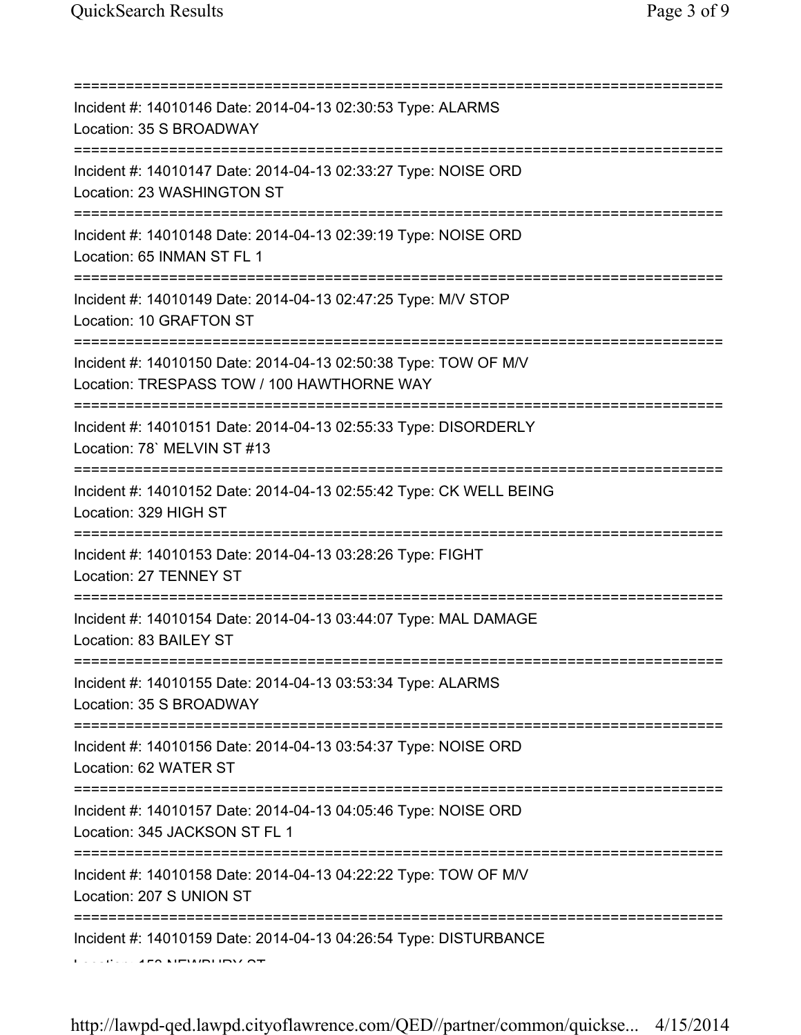===========================================================================
Incident #: 14010146 Date: 2014-04-13 02:30:53 Type: ALARMS
Location: 35 S BROADWAY
===========================================================================
Incident #: 14010147 Date: 2014-04-13 02:33:27 Type: NOISE ORD
Location: 23 WASHINGTON ST
===========================================================================
Incident #: 14010148 Date: 2014-04-13 02:39:19 Type: NOISE ORD
Location: 65 INMAN ST FL 1
===========================================================================
Incident #: 14010149 Date: 2014-04-13 02:47:25 Type: M/V STOP
Location: 10 GRAFTON ST
===========================================================================
Incident #: 14010150 Date: 2014-04-13 02:50:38 Type: TOW OF M/V
Location: TRESPASS TOW / 100 HAWTHORNE WAY
===========================================================================
Incident #: 14010151 Date: 2014-04-13 02:55:33 Type: DISORDERLY
Location: 78` MELVIN ST #13
===========================================================================
Incident #: 14010152 Date: 2014-04-13 02:55:42 Type: CK WELL BEING
Location: 329 HIGH ST
===========================================================================
Incident #: 14010153 Date: 2014-04-13 03:28:26 Type: FIGHT
Location: 27 TENNEY ST
===========================================================================
Incident #: 14010154 Date: 2014-04-13 03:44:07 Type: MAL DAMAGE
Location: 83 BAILEY ST
===========================================================================
Incident #: 14010155 Date: 2014-04-13 03:53:34 Type: ALARMS
Location: 35 S BROADWAY
===========================================================================
Incident #: 14010156 Date: 2014-04-13 03:54:37 Type: NOISE ORD
Location: 62 WATER ST
===========================================================================
Incident #: 14010157 Date: 2014-04-13 04:05:46 Type: NOISE ORD
Location: 345 JACKSON ST FL 1
===========================================================================
Incident #: 14010158 Date: 2014-04-13 04:22:22 Type: TOW OF M/V
Location: 207 S UNION ST
===========================================================================
Incident #: 14010159 Date: 2014-04-13 04:26:54 Type: DISTURBANCE
Location: 150 NEWBURY ST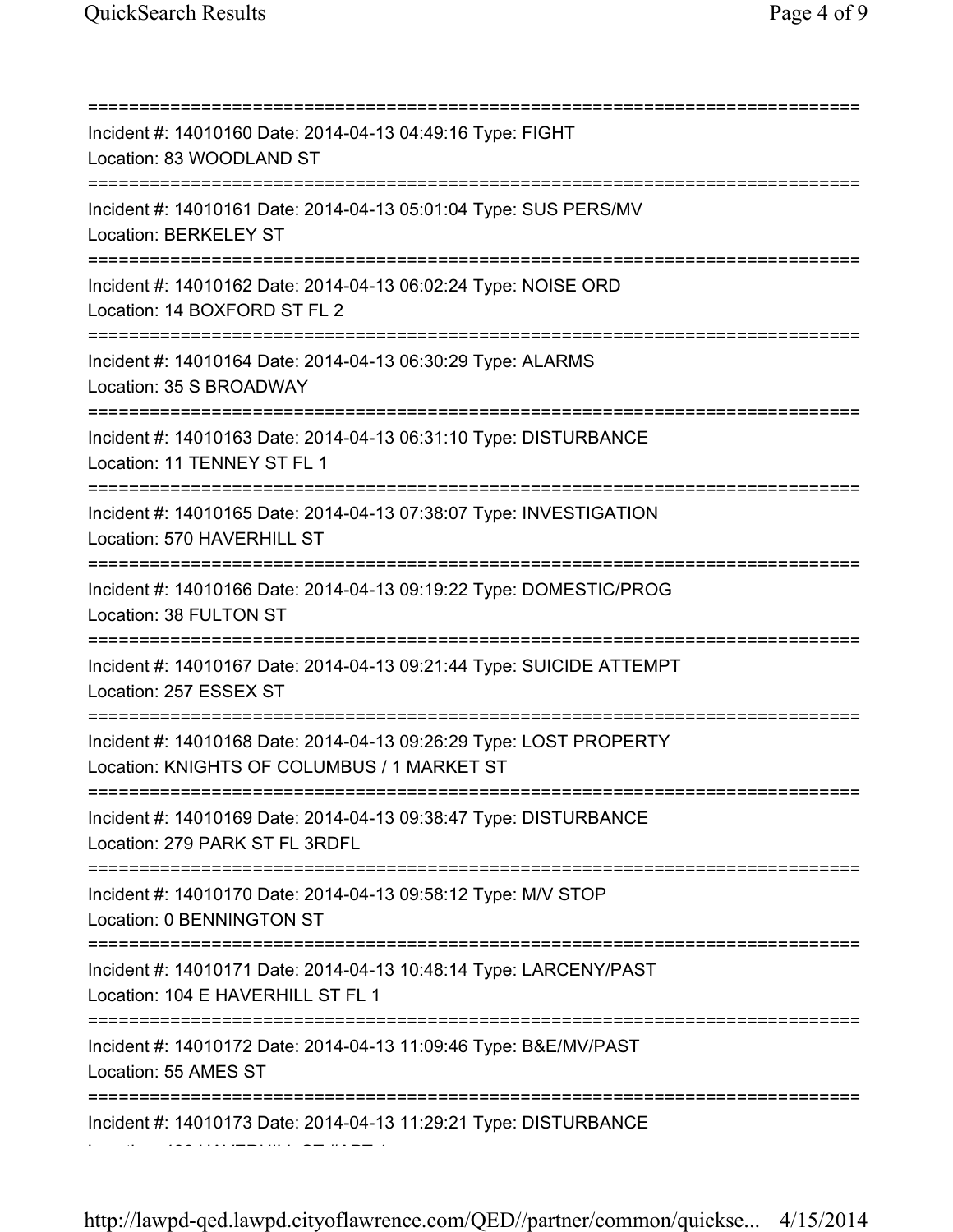===========================================================================
Incident #: 14010160 Date: 2014-04-13 04:49:16 Type: FIGHT
Location: 83 WOODLAND ST
===========================================================================
Incident #: 14010161 Date: 2014-04-13 05:01:04 Type: SUS PERS/MV
Location: BERKELEY ST
===========================================================================
Incident #: 14010162 Date: 2014-04-13 06:02:24 Type: NOISE ORD
Location: 14 BOXFORD ST FL 2
===========================================================================
Incident #: 14010164 Date: 2014-04-13 06:30:29 Type: ALARMS
Location: 35 S BROADWAY
===========================================================================
Incident #: 14010163 Date: 2014-04-13 06:31:10 Type: DISTURBANCE
Location: 11 TENNEY ST FL 1
===========================================================================
Incident #: 14010165 Date: 2014-04-13 07:38:07 Type: INVESTIGATION
Location: 570 HAVERHILL ST
===========================================================================
Incident #: 14010166 Date: 2014-04-13 09:19:22 Type: DOMESTIC/PROG
Location: 38 FULTON ST
===========================================================================
Incident #: 14010167 Date: 2014-04-13 09:21:44 Type: SUICIDE ATTEMPT
Location: 257 ESSEX ST
===========================================================================
Incident #: 14010168 Date: 2014-04-13 09:26:29 Type: LOST PROPERTY
Location: KNIGHTS OF COLUMBUS / 1 MARKET ST
===========================================================================
Incident #: 14010169 Date: 2014-04-13 09:38:47 Type: DISTURBANCE
Location: 279 PARK ST FL 3RDFL
===========================================================================
Incident #: 14010170 Date: 2014-04-13 09:58:12 Type: M/V STOP
Location: 0 BENNINGTON ST
===========================================================================
Incident #: 14010171 Date: 2014-04-13 10:48:14 Type: LARCENY/PAST
Location: 104 E HAVERHILL ST FL 1
===========================================================================
Incident #: 14010172 Date: 2014-04-13 11:09:46 Type: B&E/MV/PAST
Location: 55 AMES ST
===========================================================================
Incident #: 14010173 Date: 2014-04-13 11:29:21 Type: DISTURBANCE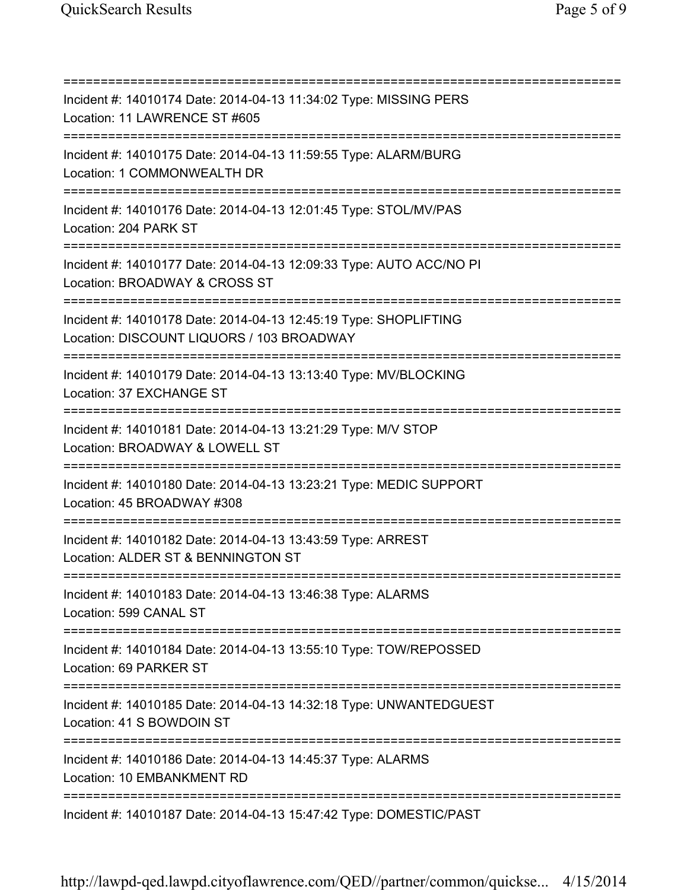===========================================================================
Incident #: 14010174 Date: 2014-04-13 11:34:02 Type: MISSING PERS
Location: 11 LAWRENCE ST #605
===========================================================================
Incident #: 14010175 Date: 2014-04-13 11:59:55 Type: ALARM/BURG
Location: 1 COMMONWEALTH DR
===========================================================================
Incident #: 14010176 Date: 2014-04-13 12:01:45 Type: STOL/MV/PAS
Location: 204 PARK ST
===========================================================================
Incident #: 14010177 Date: 2014-04-13 12:09:33 Type: AUTO ACC/NO PI
Location: BROADWAY & CROSS ST
===========================================================================
Incident #: 14010178 Date: 2014-04-13 12:45:19 Type: SHOPLIFTING
Location: DISCOUNT LIQUORS / 103 BROADWAY
===========================================================================
Incident #: 14010179 Date: 2014-04-13 13:13:40 Type: MV/BLOCKING
Location: 37 EXCHANGE ST
===========================================================================
Incident #: 14010181 Date: 2014-04-13 13:21:29 Type: M/V STOP
Location: BROADWAY & LOWELL ST
===========================================================================
Incident #: 14010180 Date: 2014-04-13 13:23:21 Type: MEDIC SUPPORT
Location: 45 BROADWAY #308
===========================================================================
Incident #: 14010182 Date: 2014-04-13 13:43:59 Type: ARREST
Location: ALDER ST & BENNINGTON ST
===========================================================================
Incident #: 14010183 Date: 2014-04-13 13:46:38 Type: ALARMS
Location: 599 CANAL ST
===========================================================================
Incident #: 14010184 Date: 2014-04-13 13:55:10 Type: TOW/REPOSSED
Location: 69 PARKER ST
===========================================================================
Incident #: 14010185 Date: 2014-04-13 14:32:18 Type: UNWANTEDGUEST
Location: 41 S BOWDOIN ST
===========================================================================
Incident #: 14010186 Date: 2014-04-13 14:45:37 Type: ALARMS
Location: 10 EMBANKMENT RD
===========================================================================
Incident #: 14010187 Date: 2014-04-13 15:47:42 Type: DOMESTIC/PAST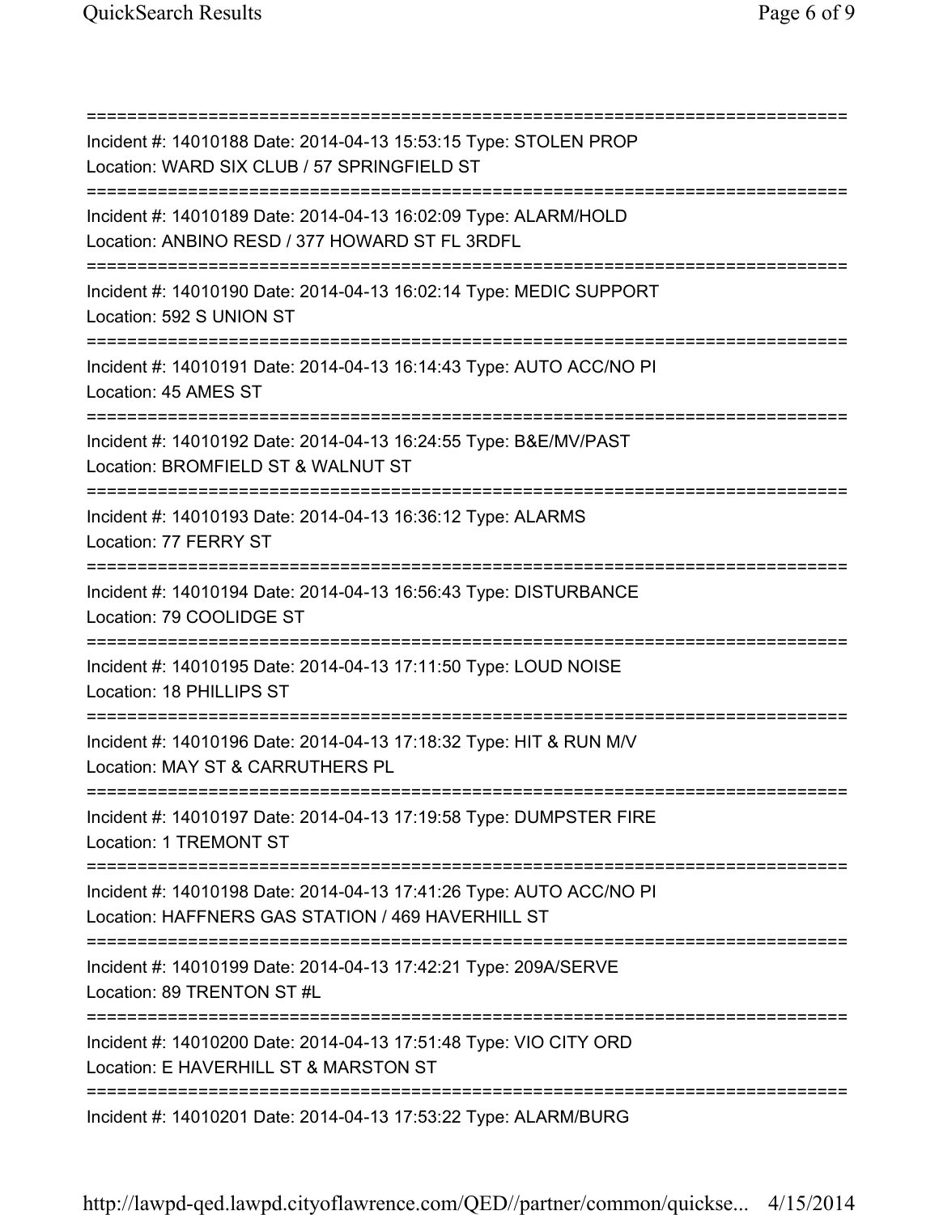===========================================================================
Incident #: 14010188 Date: 2014-04-13 15:53:15 Type: STOLEN PROP
Location: WARD SIX CLUB / 57 SPRINGFIELD ST
===========================================================================
Incident #: 14010189 Date: 2014-04-13 16:02:09 Type: ALARM/HOLD
Location: ANBINO RESD / 377 HOWARD ST FL 3RDFL
===========================================================================
Incident #: 14010190 Date: 2014-04-13 16:02:14 Type: MEDIC SUPPORT
Location: 592 S UNION ST
===========================================================================
Incident #: 14010191 Date: 2014-04-13 16:14:43 Type: AUTO ACC/NO PI
Location: 45 AMES ST
===========================================================================
Incident #: 14010192 Date: 2014-04-13 16:24:55 Type: B&E/MV/PAST
Location: BROMFIELD ST & WALNUT ST
===========================================================================
Incident #: 14010193 Date: 2014-04-13 16:36:12 Type: ALARMS
Location: 77 FERRY ST
===========================================================================
Incident #: 14010194 Date: 2014-04-13 16:56:43 Type: DISTURBANCE
Location: 79 COOLIDGE ST
===========================================================================
Incident #: 14010195 Date: 2014-04-13 17:11:50 Type: LOUD NOISE
Location: 18 PHILLIPS ST
===========================================================================
Incident #: 14010196 Date: 2014-04-13 17:18:32 Type: HIT & RUN M/V
Location: MAY ST & CARRUTHERS PL
===========================================================================
Incident #: 14010197 Date: 2014-04-13 17:19:58 Type: DUMPSTER FIRE
Location: 1 TREMONT ST
===========================================================================
Incident #: 14010198 Date: 2014-04-13 17:41:26 Type: AUTO ACC/NO PI
Location: HAFFNERS GAS STATION / 469 HAVERHILL ST
===========================================================================
Incident #: 14010199 Date: 2014-04-13 17:42:21 Type: 209A/SERVE
Location: 89 TRENTON ST #L
===========================================================================
Incident #: 14010200 Date: 2014-04-13 17:51:48 Type: VIO CITY ORD
Location: E HAVERHILL ST & MARSTON ST
===========================================================================
Incident #: 14010201 Date: 2014-04-13 17:53:22 Type: ALARM/BURG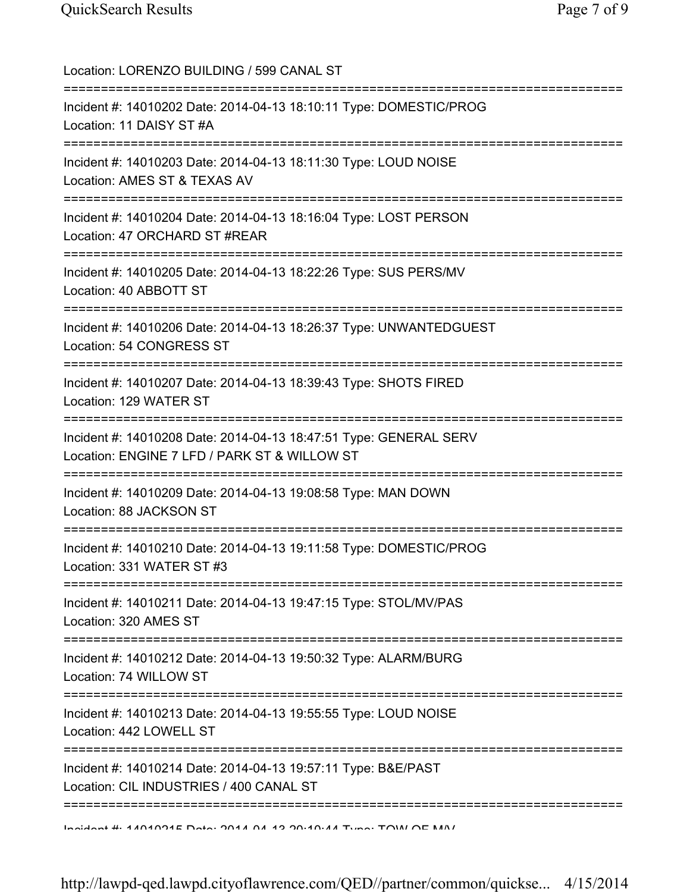Location: LORENZO BUILDING / 599 CANAL ST

===========================================================================

Incident #: 14010202 Date: 2014-04-13 18:10:11 Type: DOMESTIC/PROG
Location: 11 DAISY ST #A

===========================================================================

Incident #: 14010203 Date: 2014-04-13 18:11:30 Type: LOUD NOISE
Location: AMES ST & TEXAS AV

===========================================================================

Incident #: 14010204 Date: 2014-04-13 18:16:04 Type: LOST PERSON
Location: 47 ORCHARD ST #REAR

===========================================================================

Incident #: 14010205 Date: 2014-04-13 18:22:26 Type: SUS PERS/MV
Location: 40 ABBOTT ST

===========================================================================

Incident #: 14010206 Date: 2014-04-13 18:26:37 Type: UNWANTEDGUEST
Location: 54 CONGRESS ST

===========================================================================

Incident #: 14010207 Date: 2014-04-13 18:39:43 Type: SHOTS FIRED
Location: 129 WATER ST

===========================================================================

Incident #: 14010208 Date: 2014-04-13 18:47:51 Type: GENERAL SERV
Location: ENGINE 7 LFD / PARK ST & WILLOW ST

===========================================================================

Incident #: 14010209 Date: 2014-04-13 19:08:58 Type: MAN DOWN
Location: 88 JACKSON ST

===========================================================================

Incident #: 14010210 Date: 2014-04-13 19:11:58 Type: DOMESTIC/PROG
Location: 331 WATER ST #3

===========================================================================

Incident #: 14010211 Date: 2014-04-13 19:47:15 Type: STOL/MV/PAS
Location: 320 AMES ST

===========================================================================

Incident #: 14010212 Date: 2014-04-13 19:50:32 Type: ALARM/BURG
Location: 74 WILLOW ST

===========================================================================

Incident #: 14010213 Date: 2014-04-13 19:55:55 Type: LOUD NOISE
Location: 442 LOWELL ST

===========================================================================

Incident #: 14010214 Date: 2014-04-13 19:57:11 Type: B&E/PAST
Location: CIL INDUSTRIES / 400 CANAL ST

===========================================================================

Incident #: 14010215 Date: 2014-04-13 20:10:44 Type: TOW OF M/V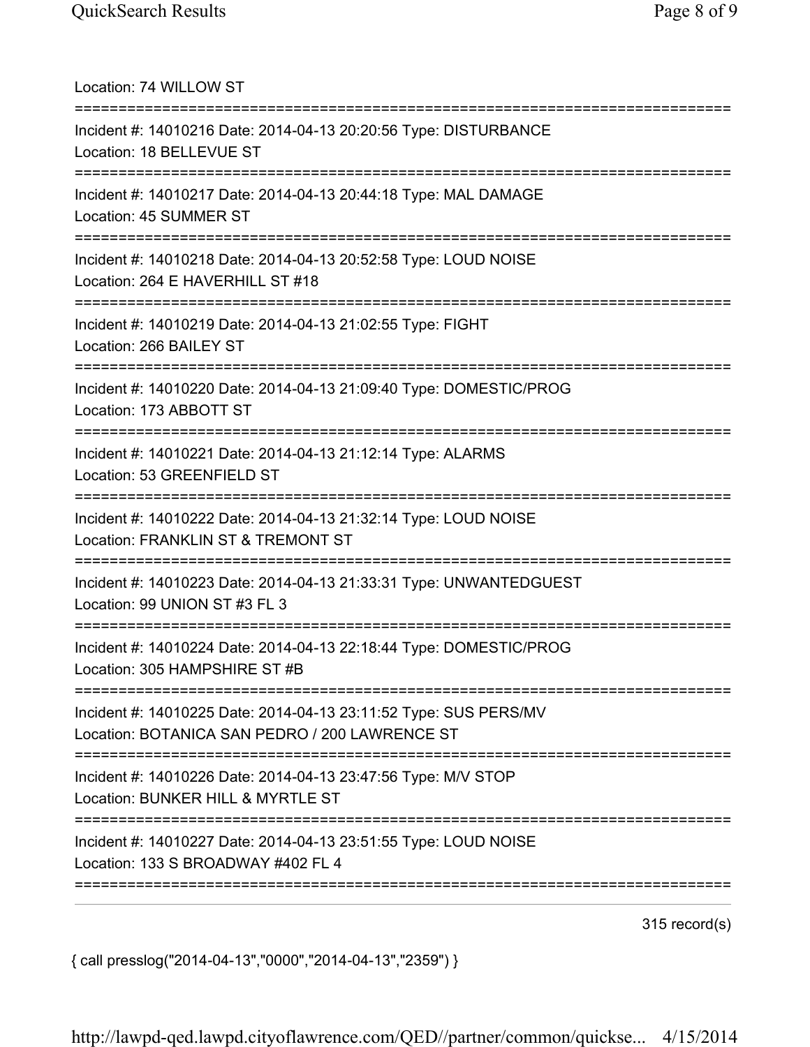Location: 74 WILLOW ST

===========================================================================

Incident #: 14010216 Date: 2014-04-13 20:20:56 Type: DISTURBANCE
Location: 18 BELLEVUE ST

===========================================================================

Incident #: 14010217 Date: 2014-04-13 20:44:18 Type: MAL DAMAGE
Location: 45 SUMMER ST

===========================================================================

Incident #: 14010218 Date: 2014-04-13 20:52:58 Type: LOUD NOISE
Location: 264 E HAVERHILL ST #18

===========================================================================

Incident #: 14010219 Date: 2014-04-13 21:02:55 Type: FIGHT
Location: 266 BAILEY ST

===========================================================================

Incident #: 14010220 Date: 2014-04-13 21:09:40 Type: DOMESTIC/PROG
Location: 173 ABBOTT ST

===========================================================================

Incident #: 14010221 Date: 2014-04-13 21:12:14 Type: ALARMS
Location: 53 GREENFIELD ST

===========================================================================

Incident #: 14010222 Date: 2014-04-13 21:32:14 Type: LOUD NOISE
Location: FRANKLIN ST & TREMONT ST

===========================================================================

Incident #: 14010223 Date: 2014-04-13 21:33:31 Type: UNWANTEDGUEST
Location: 99 UNION ST #3 FL 3

===========================================================================

Incident #: 14010224 Date: 2014-04-13 22:18:44 Type: DOMESTIC/PROG
Location: 305 HAMPSHIRE ST #B

===========================================================================

Incident #: 14010225 Date: 2014-04-13 23:11:52 Type: SUS PERS/MV
Location: BOTANICA SAN PEDRO / 200 LAWRENCE ST

===========================================================================

Incident #: 14010226 Date: 2014-04-13 23:47:56 Type: M/V STOP
Location: BUNKER HILL & MYRTLE ST

===========================================================================

Incident #: 14010227 Date: 2014-04-13 23:51:55 Type: LOUD NOISE
Location: 133 S BROADWAY #402 FL 4

===========================================================================

315 record(s)

{ call presslog("2014-04-13","0000","2014-04-13","2359") }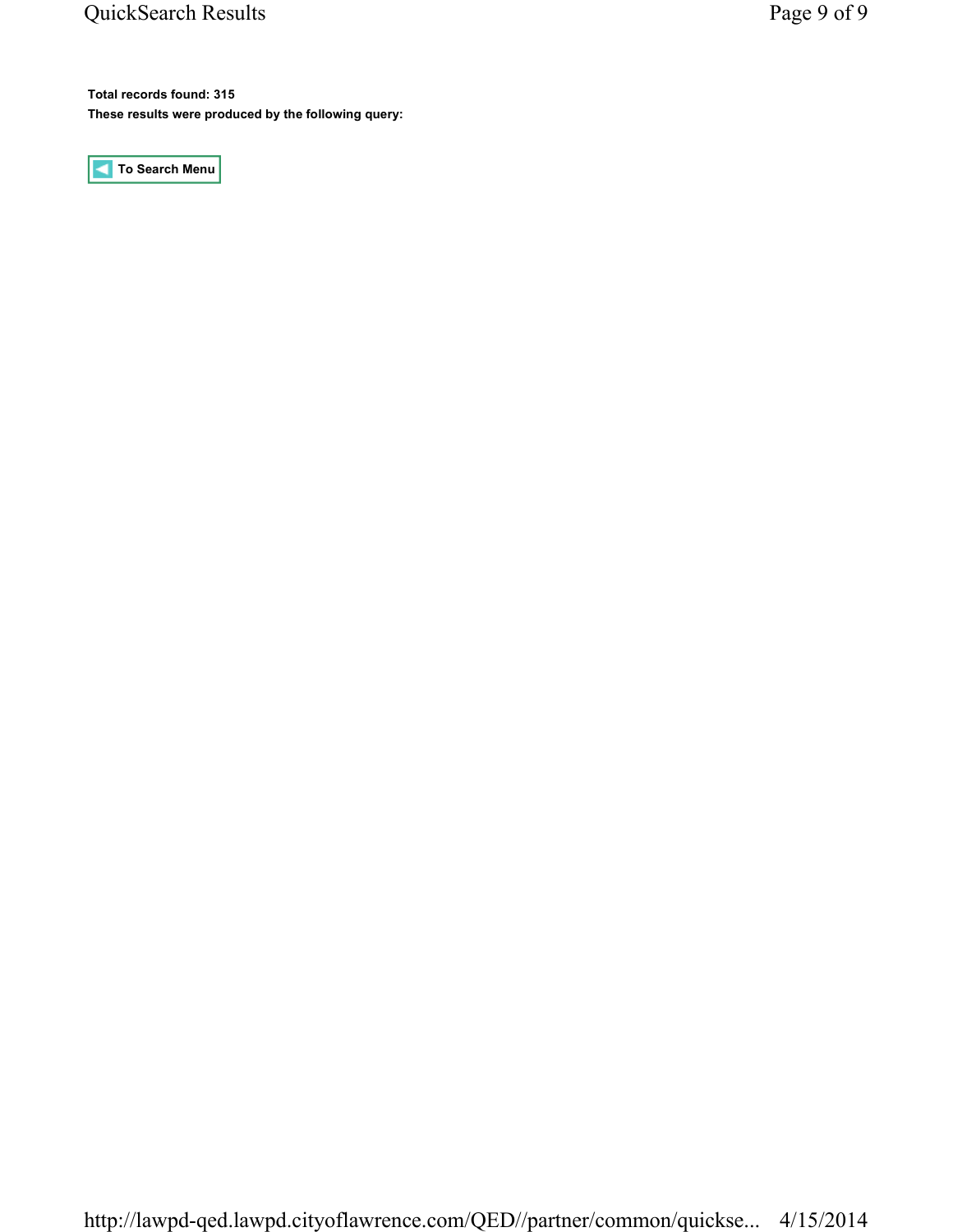**Total records found: 315**

**These results were produced by the following query:**

**To Search Menu**